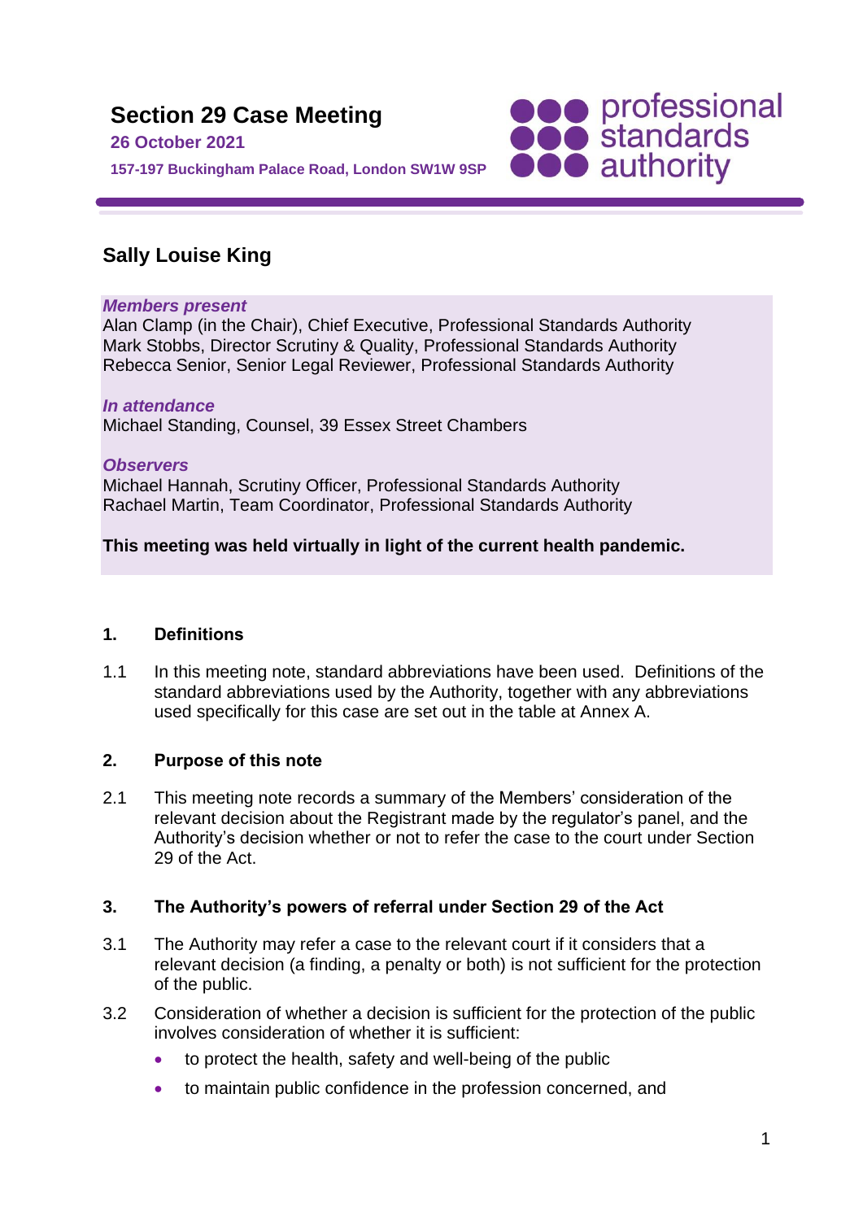# Section 29 Case Meeting

**26 October 2021**

**157-197 Buckingham Palace Road, London SW1W 9SP**

professional standards authority

## Sally Louise King

***Members present***

Alan Clamp (in the Chair), Chief Executive, Professional Standards Authority
Mark Stobbs, Director Scrutiny & Quality, Professional Standards Authority
Rebecca Senior, Senior Legal Reviewer, Professional Standards Authority

***In attendance***

Michael Standing, Counsel, 39 Essex Street Chambers

***Observers***

Michael Hannah, Scrutiny Officer, Professional Standards Authority
Rachael Martin, Team Coordinator, Professional Standards Authority

**This meeting was held virtually in light of the current health pandemic.**

### 1. Definitions

1.1 In this meeting note, standard abbreviations have been used. Definitions of the standard abbreviations used by the Authority, together with any abbreviations used specifically for this case are set out in the table at Annex A.

### 2. Purpose of this note

2.1 This meeting note records a summary of the Members' consideration of the relevant decision about the Registrant made by the regulator's panel, and the Authority's decision whether or not to refer the case to the court under Section 29 of the Act.

### 3. The Authority's powers of referral under Section 29 of the Act

3.1 The Authority may refer a case to the relevant court if it considers that a relevant decision (a finding, a penalty or both) is not sufficient for the protection of the public.

3.2 Consideration of whether a decision is sufficient for the protection of the public involves consideration of whether it is sufficient:

- to protect the health, safety and well-being of the public
- to maintain public confidence in the profession concerned, and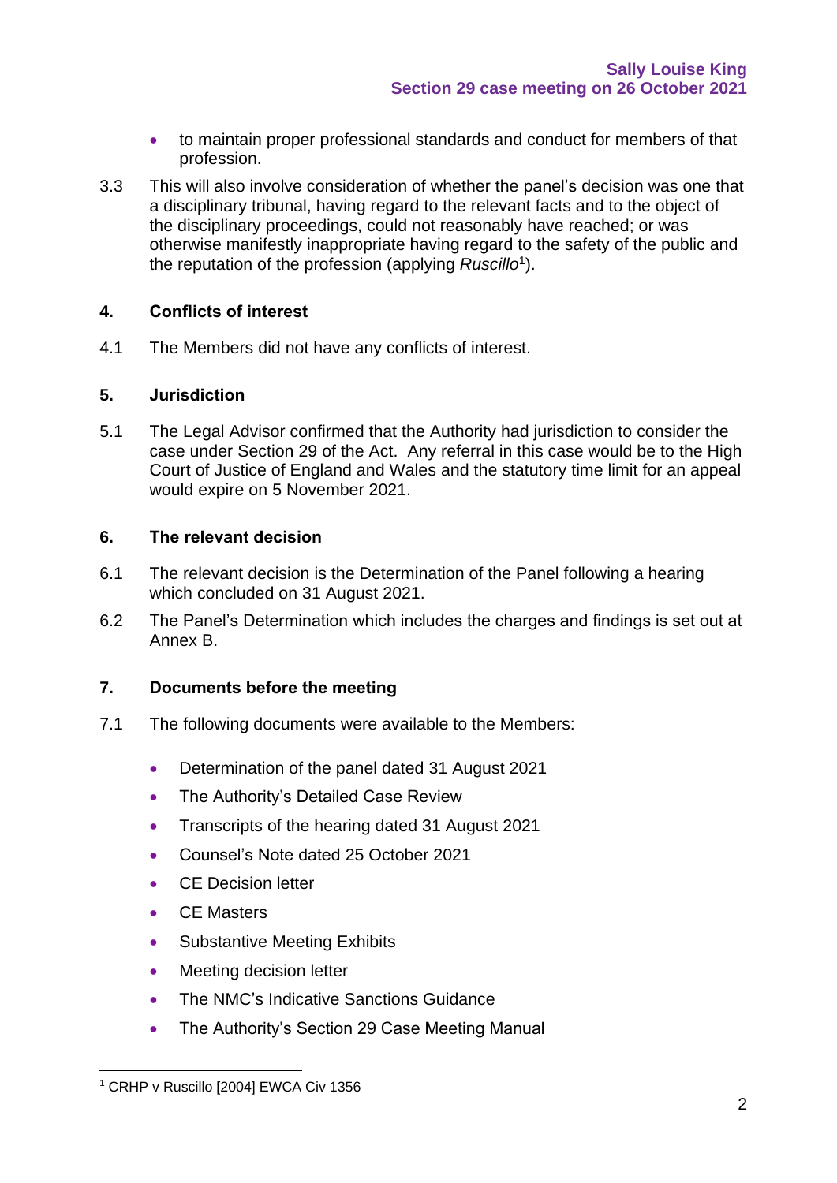- to maintain proper professional standards and conduct for members of that profession.

3.3 This will also involve consideration of whether the panel's decision was one that a disciplinary tribunal, having regard to the relevant facts and to the object of the disciplinary proceedings, could not reasonably have reached; or was otherwise manifestly inappropriate having regard to the safety of the public and the reputation of the profession (applying *Ruscillo*[1]).

## 4. Conflicts of interest

4.1 The Members did not have any conflicts of interest.

## 5. Jurisdiction

5.1 The Legal Advisor confirmed that the Authority had jurisdiction to consider the case under Section 29 of the Act. Any referral in this case would be to the High Court of Justice of England and Wales and the statutory time limit for an appeal would expire on 5 November 2021.

## 6. The relevant decision

6.1 The relevant decision is the Determination of the Panel following a hearing which concluded on 31 August 2021.

6.2 The Panel's Determination which includes the charges and findings is set out at Annex B.

## 7. Documents before the meeting

7.1 The following documents were available to the Members:

- Determination of the panel dated 31 August 2021
- The Authority's Detailed Case Review
- Transcripts of the hearing dated 31 August 2021
- Counsel's Note dated 25 October 2021
- CE Decision letter
- CE Masters
- Substantive Meeting Exhibits
- Meeting decision letter
- The NMC's Indicative Sanctions Guidance
- The Authority's Section 29 Case Meeting Manual

[1] CRHP v Ruscillo [2004] EWCA Civ 1356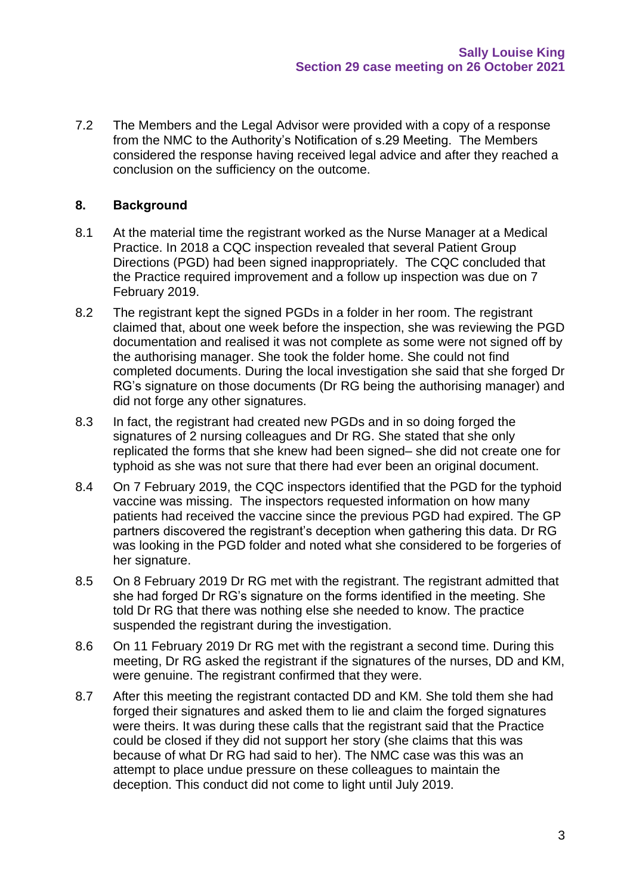7.2 The Members and the Legal Advisor were provided with a copy of a response from the NMC to the Authority's Notification of s.29 Meeting. The Members considered the response having received legal advice and after they reached a conclusion on the sufficiency on the outcome.

## 8. Background

8.1 At the material time the registrant worked as the Nurse Manager at a Medical Practice. In 2018 a CQC inspection revealed that several Patient Group Directions (PGD) had been signed inappropriately. The CQC concluded that the Practice required improvement and a follow up inspection was due on 7 February 2019.

8.2 The registrant kept the signed PGDs in a folder in her room. The registrant claimed that, about one week before the inspection, she was reviewing the PGD documentation and realised it was not complete as some were not signed off by the authorising manager. She took the folder home. She could not find completed documents. During the local investigation she said that she forged Dr RG's signature on those documents (Dr RG being the authorising manager) and did not forge any other signatures.

8.3 In fact, the registrant had created new PGDs and in so doing forged the signatures of 2 nursing colleagues and Dr RG. She stated that she only replicated the forms that she knew had been signed– she did not create one for typhoid as she was not sure that there had ever been an original document.

8.4 On 7 February 2019, the CQC inspectors identified that the PGD for the typhoid vaccine was missing. The inspectors requested information on how many patients had received the vaccine since the previous PGD had expired. The GP partners discovered the registrant's deception when gathering this data. Dr RG was looking in the PGD folder and noted what she considered to be forgeries of her signature.

8.5 On 8 February 2019 Dr RG met with the registrant. The registrant admitted that she had forged Dr RG's signature on the forms identified in the meeting. She told Dr RG that there was nothing else she needed to know. The practice suspended the registrant during the investigation.

8.6 On 11 February 2019 Dr RG met with the registrant a second time. During this meeting, Dr RG asked the registrant if the signatures of the nurses, DD and KM, were genuine. The registrant confirmed that they were.

8.7 After this meeting the registrant contacted DD and KM. She told them she had forged their signatures and asked them to lie and claim the forged signatures were theirs. It was during these calls that the registrant said that the Practice could be closed if they did not support her story (she claims that this was because of what Dr RG had said to her). The NMC case was this was an attempt to place undue pressure on these colleagues to maintain the deception. This conduct did not come to light until July 2019.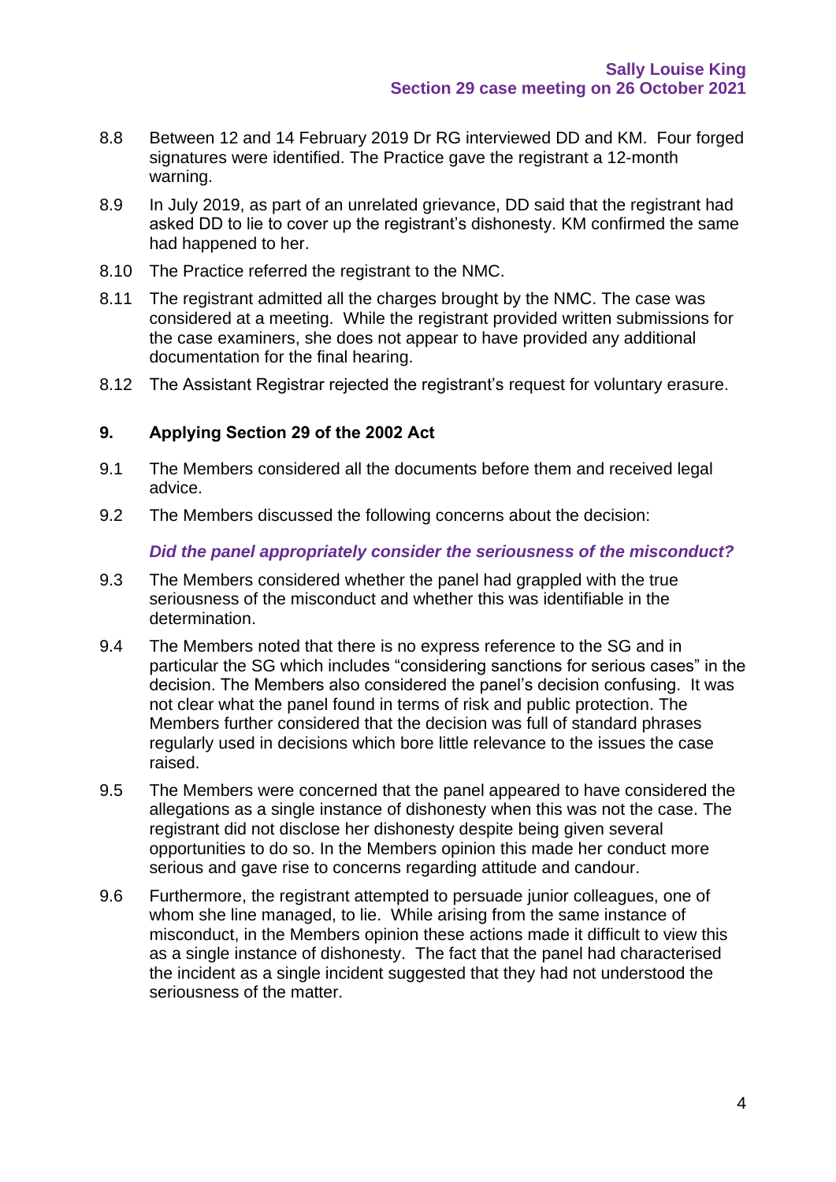8.8 Between 12 and 14 February 2019 Dr RG interviewed DD and KM. Four forged signatures were identified. The Practice gave the registrant a 12-month warning.

8.9 In July 2019, as part of an unrelated grievance, DD said that the registrant had asked DD to lie to cover up the registrant's dishonesty. KM confirmed the same had happened to her.

8.10 The Practice referred the registrant to the NMC.

8.11 The registrant admitted all the charges brought by the NMC. The case was considered at a meeting. While the registrant provided written submissions for the case examiners, she does not appear to have provided any additional documentation for the final hearing.

8.12 The Assistant Registrar rejected the registrant's request for voluntary erasure.

## 9. Applying Section 29 of the 2002 Act

9.1 The Members considered all the documents before them and received legal advice.

9.2 The Members discussed the following concerns about the decision:

***Did the panel appropriately consider the seriousness of the misconduct?***

9.3 The Members considered whether the panel had grappled with the true seriousness of the misconduct and whether this was identifiable in the determination.

9.4 The Members noted that there is no express reference to the SG and in particular the SG which includes "considering sanctions for serious cases" in the decision. The Members also considered the panel's decision confusing. It was not clear what the panel found in terms of risk and public protection. The Members further considered that the decision was full of standard phrases regularly used in decisions which bore little relevance to the issues the case raised.

9.5 The Members were concerned that the panel appeared to have considered the allegations as a single instance of dishonesty when this was not the case. The registrant did not disclose her dishonesty despite being given several opportunities to do so. In the Members opinion this made her conduct more serious and gave rise to concerns regarding attitude and candour.

9.6 Furthermore, the registrant attempted to persuade junior colleagues, one of whom she line managed, to lie. While arising from the same instance of misconduct, in the Members opinion these actions made it difficult to view this as a single instance of dishonesty. The fact that the panel had characterised the incident as a single incident suggested that they had not understood the seriousness of the matter.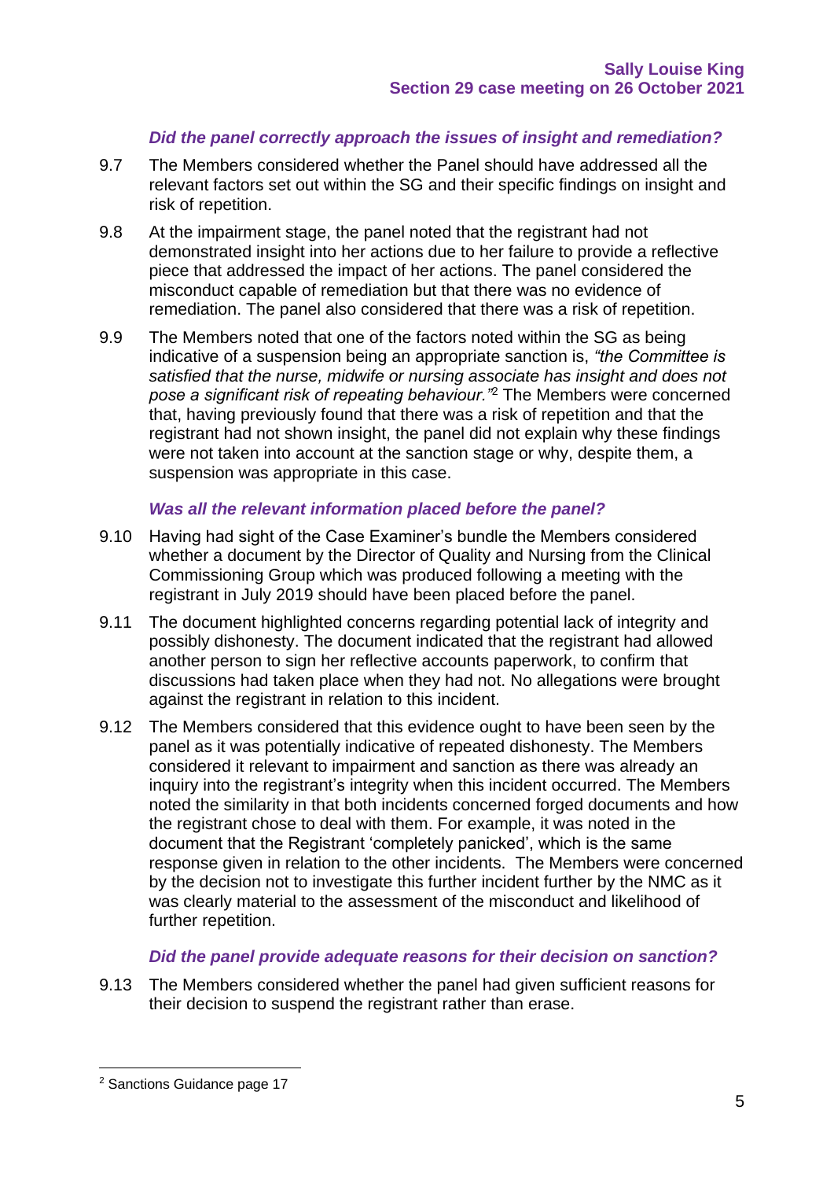### *Did the panel correctly approach the issues of insight and remediation?*

9.7 The Members considered whether the Panel should have addressed all the relevant factors set out within the SG and their specific findings on insight and risk of repetition.

9.8 At the impairment stage, the panel noted that the registrant had not demonstrated insight into her actions due to her failure to provide a reflective piece that addressed the impact of her actions. The panel considered the misconduct capable of remediation but that there was no evidence of remediation. The panel also considered that there was a risk of repetition.

9.9 The Members noted that one of the factors noted within the SG as being indicative of a suspension being an appropriate sanction is, *"the Committee is satisfied that the nurse, midwife or nursing associate has insight and does not pose a significant risk of repeating behaviour."*[2] The Members were concerned that, having previously found that there was a risk of repetition and that the registrant had not shown insight, the panel did not explain why these findings were not taken into account at the sanction stage or why, despite them, a suspension was appropriate in this case.

### *Was all the relevant information placed before the panel?*

9.10 Having had sight of the Case Examiner's bundle the Members considered whether a document by the Director of Quality and Nursing from the Clinical Commissioning Group which was produced following a meeting with the registrant in July 2019 should have been placed before the panel.

9.11 The document highlighted concerns regarding potential lack of integrity and possibly dishonesty. The document indicated that the registrant had allowed another person to sign her reflective accounts paperwork, to confirm that discussions had taken place when they had not. No allegations were brought against the registrant in relation to this incident.

9.12 The Members considered that this evidence ought to have been seen by the panel as it was potentially indicative of repeated dishonesty. The Members considered it relevant to impairment and sanction as there was already an inquiry into the registrant's integrity when this incident occurred. The Members noted the similarity in that both incidents concerned forged documents and how the registrant chose to deal with them. For example, it was noted in the document that the Registrant 'completely panicked', which is the same response given in relation to the other incidents. The Members were concerned by the decision not to investigate this further incident further by the NMC as it was clearly material to the assessment of the misconduct and likelihood of further repetition.

### *Did the panel provide adequate reasons for their decision on sanction?*

9.13 The Members considered whether the panel had given sufficient reasons for their decision to suspend the registrant rather than erase.

---

[2] Sanctions Guidance page 17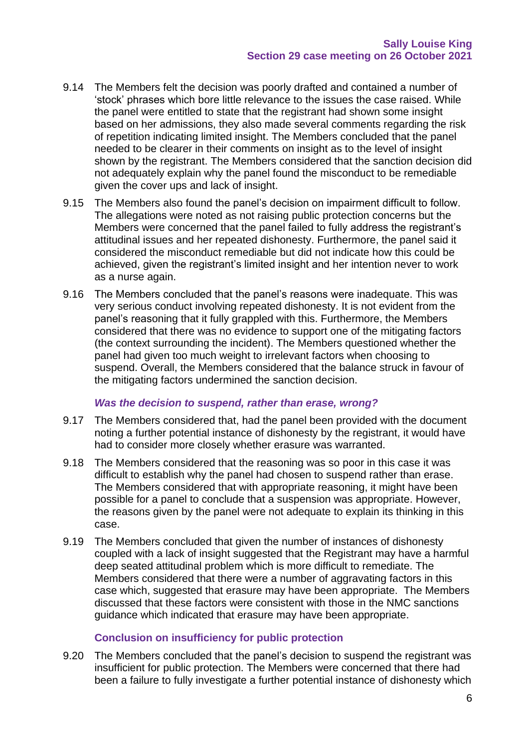9.14 The Members felt the decision was poorly drafted and contained a number of 'stock' phrases which bore little relevance to the issues the case raised. While the panel were entitled to state that the registrant had shown some insight based on her admissions, they also made several comments regarding the risk of repetition indicating limited insight. The Members concluded that the panel needed to be clearer in their comments on insight as to the level of insight shown by the registrant. The Members considered that the sanction decision did not adequately explain why the panel found the misconduct to be remediable given the cover ups and lack of insight.

9.15 The Members also found the panel's decision on impairment difficult to follow. The allegations were noted as not raising public protection concerns but the Members were concerned that the panel failed to fully address the registrant's attitudinal issues and her repeated dishonesty. Furthermore, the panel said it considered the misconduct remediable but did not indicate how this could be achieved, given the registrant's limited insight and her intention never to work as a nurse again.

9.16 The Members concluded that the panel's reasons were inadequate. This was very serious conduct involving repeated dishonesty. It is not evident from the panel's reasoning that it fully grappled with this. Furthermore, the Members considered that there was no evidence to support one of the mitigating factors (the context surrounding the incident). The Members questioned whether the panel had given too much weight to irrelevant factors when choosing to suspend. Overall, the Members considered that the balance struck in favour of the mitigating factors undermined the sanction decision.

### *Was the decision to suspend, rather than erase, wrong?*

9.17 The Members considered that, had the panel been provided with the document noting a further potential instance of dishonesty by the registrant, it would have had to consider more closely whether erasure was warranted.

9.18 The Members considered that the reasoning was so poor in this case it was difficult to establish why the panel had chosen to suspend rather than erase. The Members considered that with appropriate reasoning, it might have been possible for a panel to conclude that a suspension was appropriate. However, the reasons given by the panel were not adequate to explain its thinking in this case.

9.19 The Members concluded that given the number of instances of dishonesty coupled with a lack of insight suggested that the Registrant may have a harmful deep seated attitudinal problem which is more difficult to remediate. The Members considered that there were a number of aggravating factors in this case which, suggested that erasure may have been appropriate. The Members discussed that these factors were consistent with those in the NMC sanctions guidance which indicated that erasure may have been appropriate.

### Conclusion on insufficiency for public protection

9.20 The Members concluded that the panel's decision to suspend the registrant was insufficient for public protection. The Members were concerned that there had been a failure to fully investigate a further potential instance of dishonesty which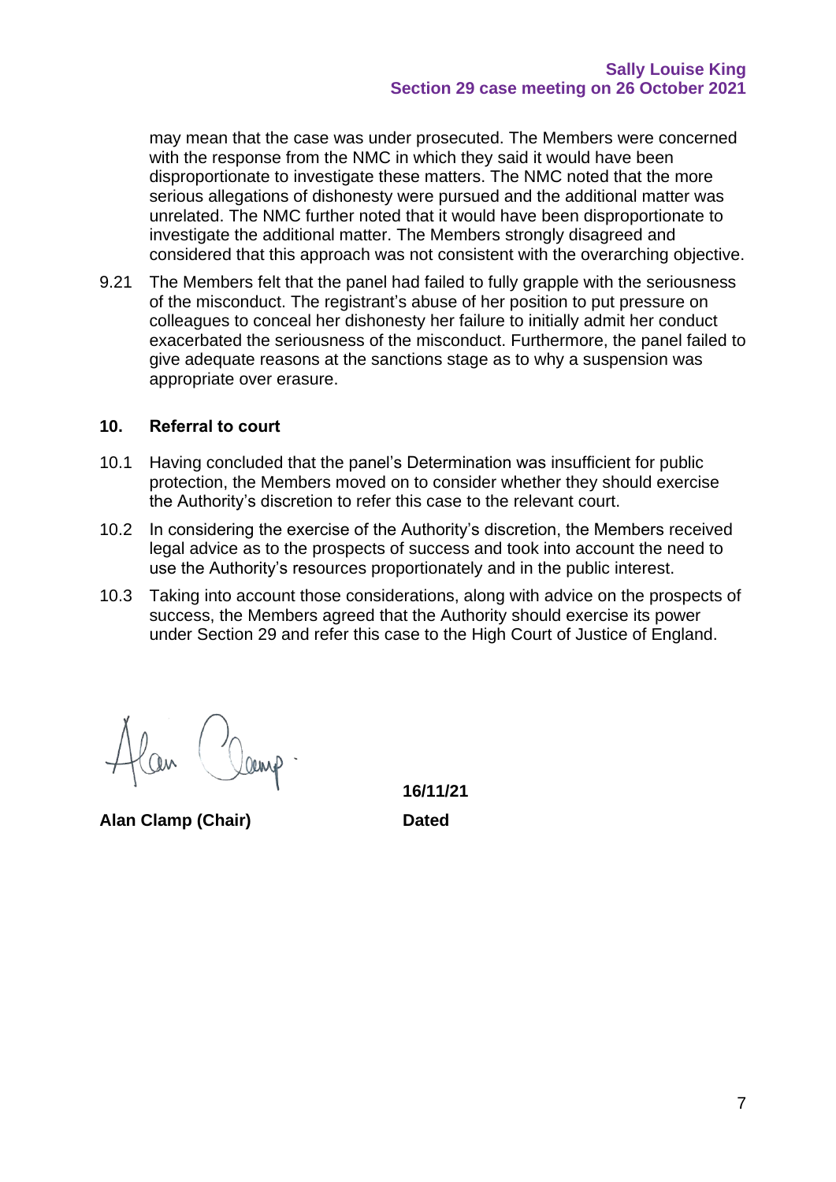may mean that the case was under prosecuted. The Members were concerned with the response from the NMC in which they said it would have been disproportionate to investigate these matters. The NMC noted that the more serious allegations of dishonesty were pursued and the additional matter was unrelated. The NMC further noted that it would have been disproportionate to investigate the additional matter. The Members strongly disagreed and considered that this approach was not consistent with the overarching objective.

9.21 The Members felt that the panel had failed to fully grapple with the seriousness of the misconduct. The registrant's abuse of her position to put pressure on colleagues to conceal her dishonesty her failure to initially admit her conduct exacerbated the seriousness of the misconduct. Furthermore, the panel failed to give adequate reasons at the sanctions stage as to why a suspension was appropriate over erasure.

## 10. Referral to court

10.1 Having concluded that the panel's Determination was insufficient for public protection, the Members moved on to consider whether they should exercise the Authority's discretion to refer this case to the relevant court.

10.2 In considering the exercise of the Authority's discretion, the Members received legal advice as to the prospects of success and took into account the need to use the Authority's resources proportionately and in the public interest.

10.3 Taking into account those considerations, along with advice on the prospects of success, the Members agreed that the Authority should exercise its power under Section 29 and refer this case to the High Court of Justice of England.

Alan Clamp

**Alan Clamp (Chair)**

**16/11/21**

**Dated**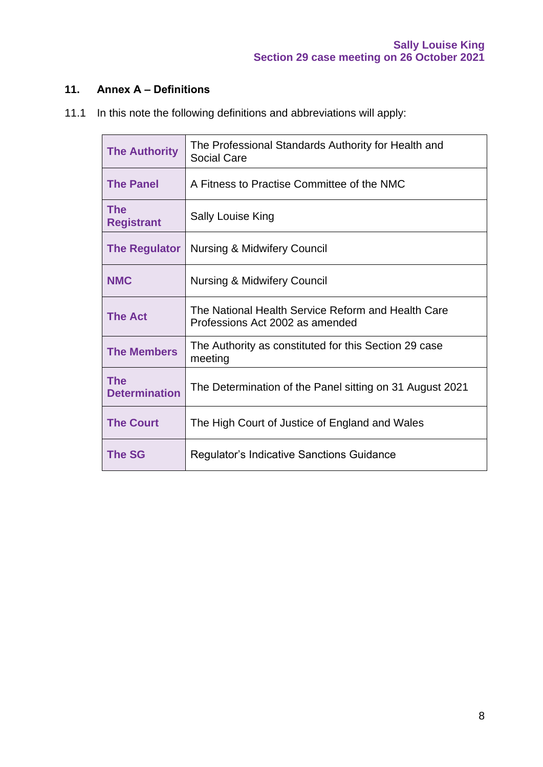## 11. Annex A – Definitions

11.1 In this note the following definitions and abbreviations will apply:

| | |
|---|---|
| **The Authority** | The Professional Standards Authority for Health and Social Care |
| **The Panel** | A Fitness to Practise Committee of the NMC |
| **The Registrant** | Sally Louise King |
| **The Regulator** | Nursing & Midwifery Council |
| **NMC** | Nursing & Midwifery Council |
| **The Act** | The National Health Service Reform and Health Care Professions Act 2002 as amended |
| **The Members** | The Authority as constituted for this Section 29 case meeting |
| **The Determination** | The Determination of the Panel sitting on 31 August 2021 |
| **The Court** | The High Court of Justice of England and Wales |
| **The SG** | Regulator's Indicative Sanctions Guidance |